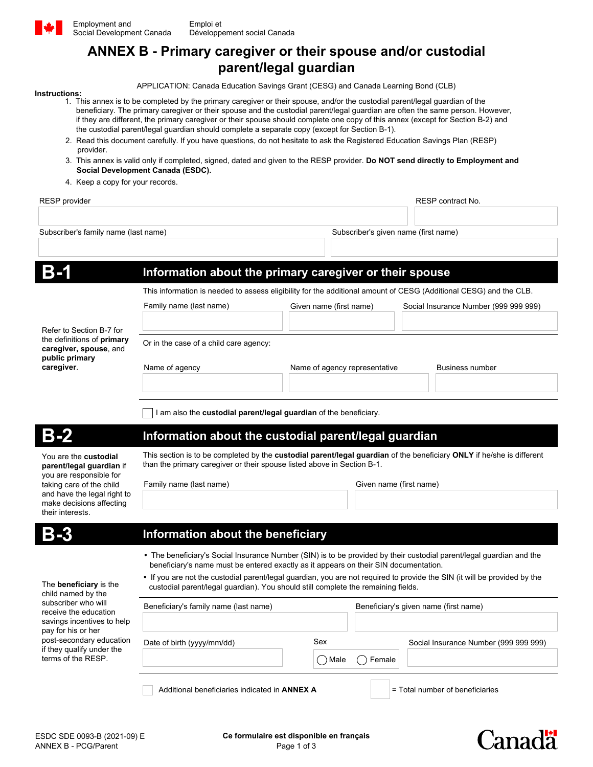Employment and Social Development Canada / Emploi et Développement social Canada

# ANNEX B - Primary caregiver or their spouse and/or custodial parent/legal guardian

APPLICATION: Canada Education Savings Grant (CESG) and Canada Learning Bond (CLB)

**Instructions:**

1. This annex is to be completed by the primary caregiver or their spouse, and/or the custodial parent/legal guardian of the beneficiary. The primary caregiver or their spouse and the custodial parent/legal guardian are often the same person. However, if they are different, the primary caregiver or their spouse should complete one copy of this annex (except for Section B-2) and the custodial parent/legal guardian should complete a separate copy (except for Section B-1).
2. Read this document carefully. If you have questions, do not hesitate to ask the Registered Education Savings Plan (RESP) provider.
3. This annex is valid only if completed, signed, dated and given to the RESP provider. **Do NOT send directly to Employment and Social Development Canada (ESDC).**
4. Keep a copy for your records.

| RESP provider | RESP contract No. |
|---|---|
| | |

| Subscriber's family name (last name) | Subscriber's given name (first name) |
|---|---|
| | |

## B-1 Information about the primary caregiver or their spouse

Refer to Section B-7 for the definitions of **primary caregiver, spouse**, and **public primary caregiver**.

This information is needed to assess eligibility for the additional amount of CESG (Additional CESG) and the CLB.

| Family name (last name) | Given name (first name) | Social Insurance Number (999 999 999) |
|---|---|---|
| | | |

Or in the case of a child care agency:

| Name of agency | Name of agency representative | Business number |
|---|---|---|
| | | |

☐ I am also the **custodial parent/legal guardian** of the beneficiary.

## B-2 Information about the custodial parent/legal guardian

You are the **custodial parent/legal guardian** if you are responsible for taking care of the child and have the legal right to make decisions affecting their interests.

This section is to be completed by the **custodial parent/legal guardian** of the beneficiary **ONLY** if he/she is different than the primary caregiver or their spouse listed above in Section B-1.

| Family name (last name) | Given name (first name) |
|---|---|
| | |

## B-3 Information about the beneficiary

The **beneficiary** is the child named by the subscriber who will receive the education savings incentives to help pay for his or her post-secondary education if they qualify under the terms of the RESP.

- The beneficiary's Social Insurance Number (SIN) is to be provided by their custodial parent/legal guardian and the beneficiary's name must be entered exactly as it appears on their SIN documentation.
- If you are not the custodial parent/legal guardian, you are not required to provide the SIN (it will be provided by the custodial parent/legal guardian). You should still complete the remaining fields.

| Beneficiary's family name (last name) | Beneficiary's given name (first name) |
|---|---|
| | |

| Date of birth (yyyy/mm/dd) | Sex | Social Insurance Number (999 999 999) |
|---|---|---|
| | ◯ Male ◯ Female | |

☐ Additional beneficiaries indicated in **ANNEX A** ☐ = Total number of beneficiaries

ESDC SDE 0093-B (2021-09) E
ANNEX B - PCG/Parent

**Ce formulaire est disponible en français**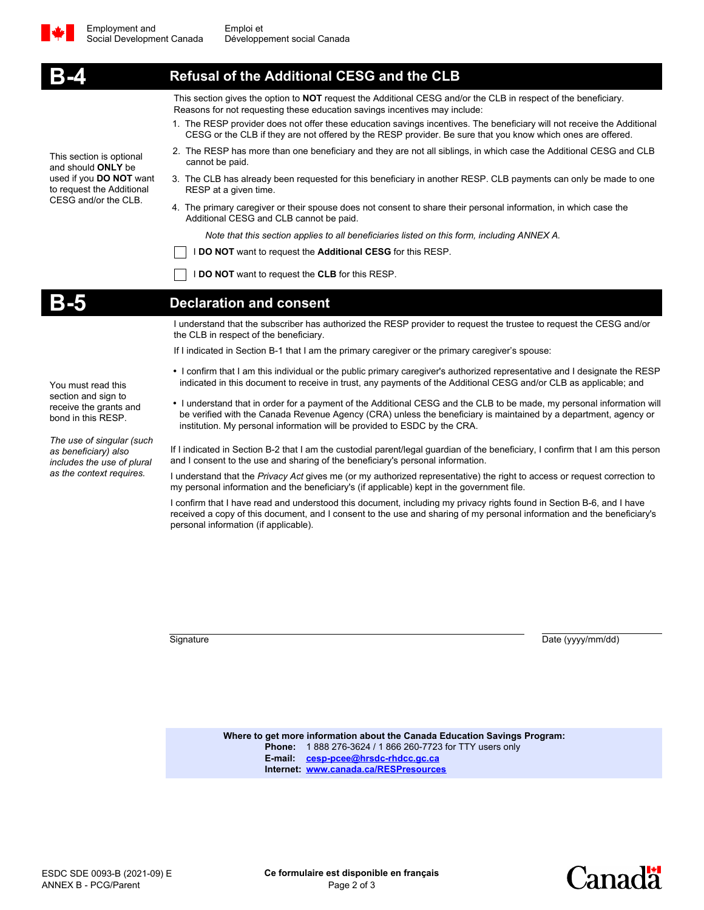## B-4 Refusal of the Additional CESG and the CLB

This section is optional and should **ONLY** be used if you **DO NOT** want to request the Additional CESG and/or the CLB.

This section gives the option to **NOT** request the Additional CESG and/or the CLB in respect of the beneficiary. Reasons for not requesting these education savings incentives may include:

1. The RESP provider does not offer these education savings incentives. The beneficiary will not receive the Additional CESG or the CLB if they are not offered by the RESP provider. Be sure that you know which ones are offered.
2. The RESP has more than one beneficiary and they are not all siblings, in which case the Additional CESG and CLB cannot be paid.
3. The CLB has already been requested for this beneficiary in another RESP. CLB payments can only be made to one RESP at a given time.
4. The primary caregiver or their spouse does not consent to share their personal information, in which case the Additional CESG and CLB cannot be paid.

*Note that this section applies to all beneficiaries listed on this form, including ANNEX A.*

☐ I **DO NOT** want to request the **Additional CESG** for this RESP.

☐ I **DO NOT** want to request the **CLB** for this RESP.

## B-5 Declaration and consent

You must read this section and sign to receive the grants and bond in this RESP.

*The use of singular (such as beneficiary) also includes the use of plural as the context requires.*

I understand that the subscriber has authorized the RESP provider to request the trustee to request the CESG and/or the CLB in respect of the beneficiary.

If I indicated in Section B-1 that I am the primary caregiver or the primary caregiver's spouse:

- I confirm that I am this individual or the public primary caregiver's authorized representative and I designate the RESP indicated in this document to receive in trust, any payments of the Additional CESG and/or CLB as applicable; and
- I understand that in order for a payment of the Additional CESG and the CLB to be made, my personal information will be verified with the Canada Revenue Agency (CRA) unless the beneficiary is maintained by a department, agency or institution. My personal information will be provided to ESDC by the CRA.

If I indicated in Section B-2 that I am the custodial parent/legal guardian of the beneficiary, I confirm that I am this person and I consent to the use and sharing of the beneficiary's personal information.

I understand that the *Privacy Act* gives me (or my authorized representative) the right to access or request correction to my personal information and the beneficiary's (if applicable) kept in the government file.

I confirm that I have read and understood this document, including my privacy rights found in Section B-6, and I have received a copy of this document, and I consent to the use and sharing of my personal information and the beneficiary's personal information (if applicable).

Signature ______________________ Date (yyyy/mm/dd) ______________

**Where to get more information about the Canada Education Savings Program:**
**Phone:** 1 888 276-3624 / 1 866 260-7723 for TTY users only
**E-mail:** cesp-pcee@hrsdc-rhdcc.gc.ca
**Internet:** www.canada.ca/RESPresources

ESDC SDE 0093-B (2021-09) E
ANNEX B - PCG/Parent

**Ce formulaire est disponible en français**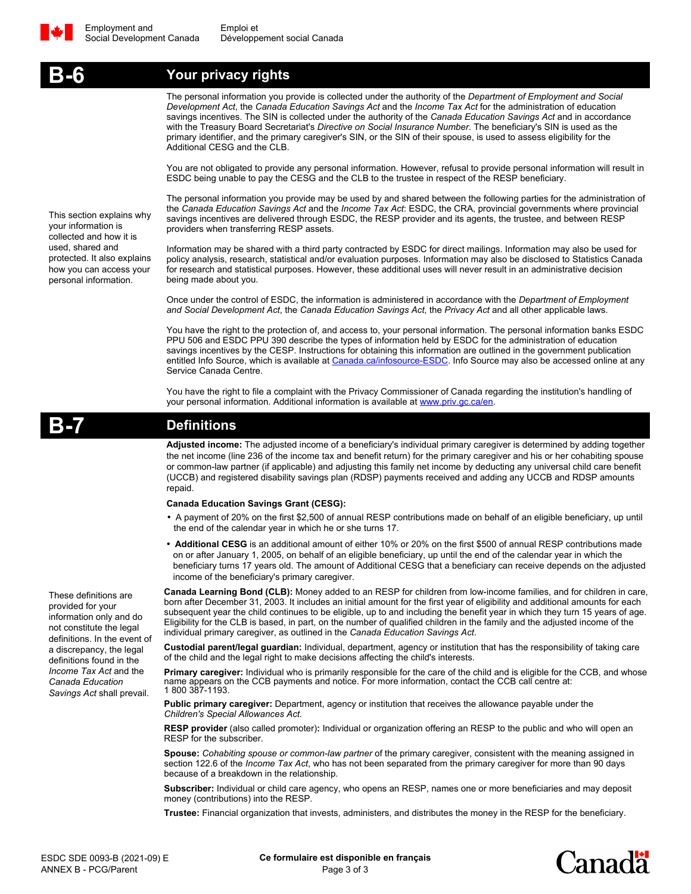Employment and Social Development Canada / Emploi et Développement social Canada

## B-6 Your privacy rights

This section explains why your information is collected and how it is used, shared and protected. It also explains how you can access your personal information.

The personal information you provide is collected under the authority of the *Department of Employment and Social Development Act*, the *Canada Education Savings Act* and the *Income Tax Act* for the administration of education savings incentives. The SIN is collected under the authority of the *Canada Education Savings Act* and in accordance with the Treasury Board Secretariat's *Directive on Social Insurance Number*. The beneficiary's SIN is used as the primary identifier, and the primary caregiver's SIN, or the SIN of their spouse, is used to assess eligibility for the Additional CESG and the CLB.

You are not obligated to provide any personal information. However, refusal to provide personal information will result in ESDC being unable to pay the CESG and the CLB to the trustee in respect of the RESP beneficiary.

The personal information you provide may be used by and shared between the following parties for the administration of the *Canada Education Savings Act* and the *Income Tax Act*: ESDC, the CRA, provincial governments where provincial savings incentives are delivered through ESDC, the RESP provider and its agents, the trustee, and between RESP providers when transferring RESP assets.

Information may be shared with a third party contracted by ESDC for direct mailings. Information may also be used for policy analysis, research, statistical and/or evaluation purposes. Information may also be disclosed to Statistics Canada for research and statistical purposes. However, these additional uses will never result in an administrative decision being made about you.

Once under the control of ESDC, the information is administered in accordance with the *Department of Employment and Social Development Act*, the *Canada Education Savings Act*, the *Privacy Act* and all other applicable laws.

You have the right to the protection of, and access to, your personal information. The personal information banks ESDC PPU 506 and ESDC PPU 390 describe the types of information held by ESDC for the administration of education savings incentives by the CESP. Instructions for obtaining this information are outlined in the government publication entitled Info Source, which is available at Canada.ca/infosource-ESDC. Info Source may also be accessed online at any Service Canada Centre.

You have the right to file a complaint with the Privacy Commissioner of Canada regarding the institution's handling of your personal information. Additional information is available at www.priv.gc.ca/en.

## B-7 Definitions

These definitions are provided for your information only and do not constitute the legal definitions. In the event of a discrepancy, the legal definitions found in the *Income Tax Act* and the *Canada Education Savings Act* shall prevail.

**Adjusted income:** The adjusted income of a beneficiary's individual primary caregiver is determined by adding together the net income (line 236 of the income tax and benefit return) for the primary caregiver and his or her cohabiting spouse or common-law partner (if applicable) and adjusting this family net income by deducting any universal child care benefit (UCCB) and registered disability savings plan (RDSP) payments received and adding any UCCB and RDSP amounts repaid.

**Canada Education Savings Grant (CESG):**

- A payment of 20% on the first $2,500 of annual RESP contributions made on behalf of an eligible beneficiary, up until the end of the calendar year in which he or she turns 17.
- **Additional CESG** is an additional amount of either 10% or 20% on the first $500 of annual RESP contributions made on or after January 1, 2005, on behalf of an eligible beneficiary, up until the end of the calendar year in which the beneficiary turns 17 years old. The amount of Additional CESG that a beneficiary can receive depends on the adjusted income of the beneficiary's primary caregiver.

**Canada Learning Bond (CLB):** Money added to an RESP for children from low-income families, and for children in care, born after December 31, 2003. It includes an initial amount for the first year of eligibility and additional amounts for each subsequent year the child continues to be eligible, up to and including the benefit year in which they turn 15 years of age. Eligibility for the CLB is based, in part, on the number of qualified children in the family and the adjusted income of the individual primary caregiver, as outlined in the *Canada Education Savings Act*.

**Custodial parent/legal guardian:** Individual, department, agency or institution that has the responsibility of taking care of the child and the legal right to make decisions affecting the child's interests.

**Primary caregiver:** Individual who is primarily responsible for the care of the child and is eligible for the CCB, and whose name appears on the CCB payments and notice. For more information, contact the CCB call centre at: 1 800 387-1193.

**Public primary caregiver:** Department, agency or institution that receives the allowance payable under the *Children's Special Allowances Act*.

**RESP provider** (also called promoter)**:** Individual or organization offering an RESP to the public and who will open an RESP for the subscriber.

**Spouse:** *Cohabiting spouse or common-law partner* of the primary caregiver, consistent with the meaning assigned in section 122.6 of the *Income Tax Act*, who has not been separated from the primary caregiver for more than 90 days because of a breakdown in the relationship.

**Subscriber:** Individual or child care agency, who opens an RESP, names one or more beneficiaries and may deposit money (contributions) into the RESP.

**Trustee:** Financial organization that invests, administers, and distributes the money in the RESP for the beneficiary.

ESDC SDE 0093-B (2021-09) E
ANNEX B - PCG/Parent

Ce formulaire est disponible en français